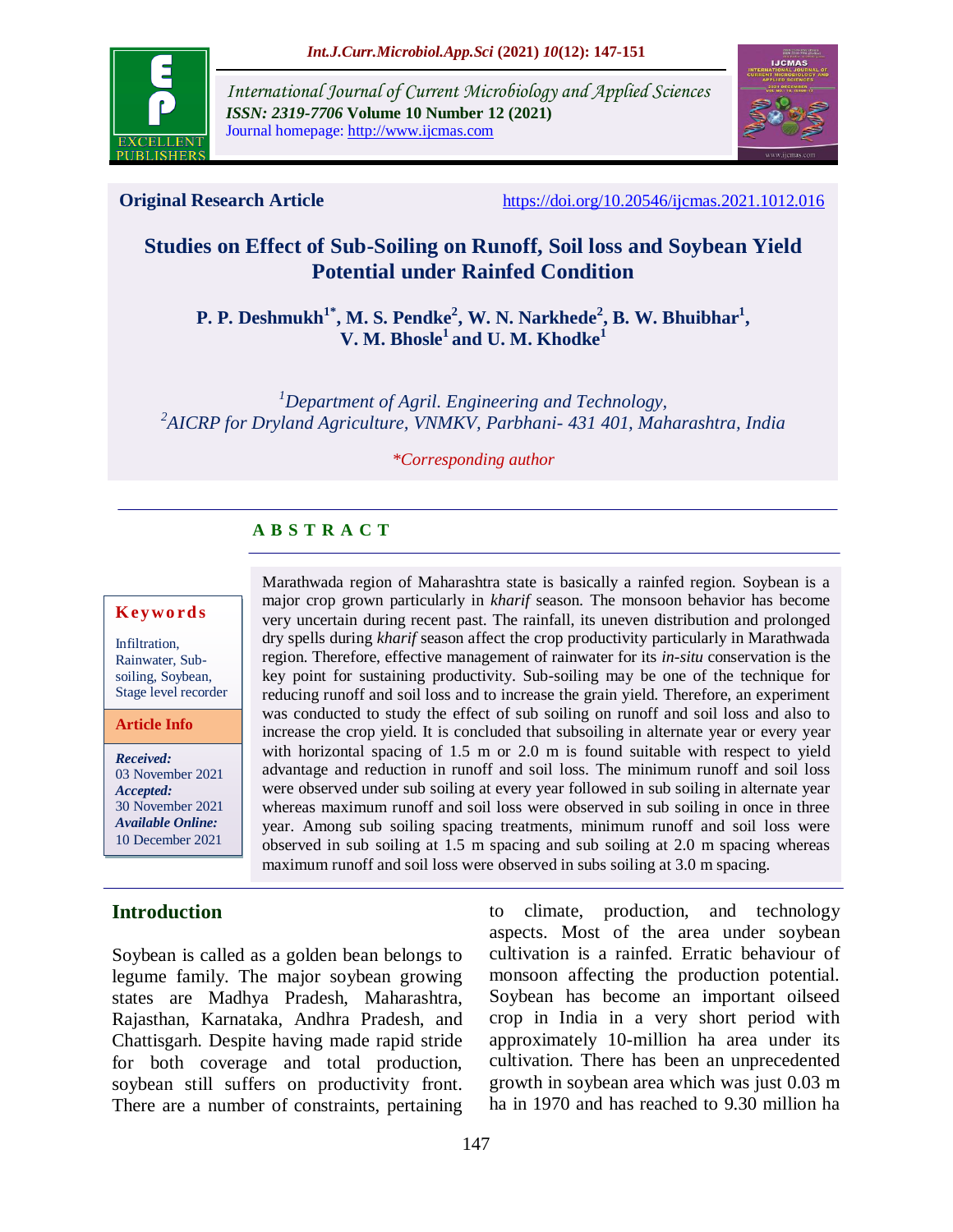**International Journal of Current Microbiology and Applied Sciences**
*ISSN: 2319-7706* **Volume 10 Number 12 (2021)**
Journal homepage: http://www.ijcmas.com

**Original Research Article** https://doi.org/10.20546/ijcmas.2021.1012.016

# Studies on Effect of Sub-Soiling on Runoff, Soil loss and Soybean Yield Potential under Rainfed Condition

**P. P. Deshmukh[1*], M. S. Pendke[2], W. N. Narkhede[2], B. W. Bhuibhar[1], V. M. Bhosle[1] and U. M. Khodke[1]**

*[1]Department of Agril. Engineering and Technology,*
*[2]AICRP for Dryland Agriculture, VNMKV, Parbhani- 431 401, Maharashtra, India*

*\*Corresponding author*

## A B S T R A C T

**Keywords**

Infiltration, Rainwater, Sub-soiling, Soybean, Stage level recorder

**Article Info**

***Received:*** 03 November 2021
***Accepted:*** 30 November 2021
***Available Online:*** 10 December 2021

Marathwada region of Maharashtra state is basically a rainfed region. Soybean is a major crop grown particularly in *kharif* season. The monsoon behavior has become very uncertain during recent past. The rainfall, its uneven distribution and prolonged dry spells during *kharif* season affect the crop productivity particularly in Marathwada region. Therefore, effective management of rainwater for its *in-situ* conservation is the key point for sustaining productivity. Sub-soiling may be one of the technique for reducing runoff and soil loss and to increase the grain yield. Therefore, an experiment was conducted to study the effect of sub soiling on runoff and soil loss and also to increase the crop yield. It is concluded that subsoiling in alternate year or every year with horizontal spacing of 1.5 m or 2.0 m is found suitable with respect to yield advantage and reduction in runoff and soil loss. The minimum runoff and soil loss were observed under sub soiling at every year followed in sub soiling in alternate year whereas maximum runoff and soil loss were observed in sub soiling in once in three year. Among sub soiling spacing treatments, minimum runoff and soil loss were observed in sub soiling at 1.5 m spacing and sub soiling at 2.0 m spacing whereas maximum runoff and soil loss were observed in subs soiling at 3.0 m spacing.

## Introduction

Soybean is called as a golden bean belongs to legume family. The major soybean growing states are Madhya Pradesh, Maharashtra, Rajasthan, Karnataka, Andhra Pradesh, and Chattisgarh. Despite having made rapid stride for both coverage and total production, soybean still suffers on productivity front. There are a number of constraints, pertaining to climate, production, and technology aspects. Most of the area under soybean cultivation is a rainfed. Erratic behaviour of monsoon affecting the production potential. Soybean has become an important oilseed crop in India in a very short period with approximately 10-million ha area under its cultivation. There has been an unprecedented growth in soybean area which was just 0.03 m ha in 1970 and has reached to 9.30 million ha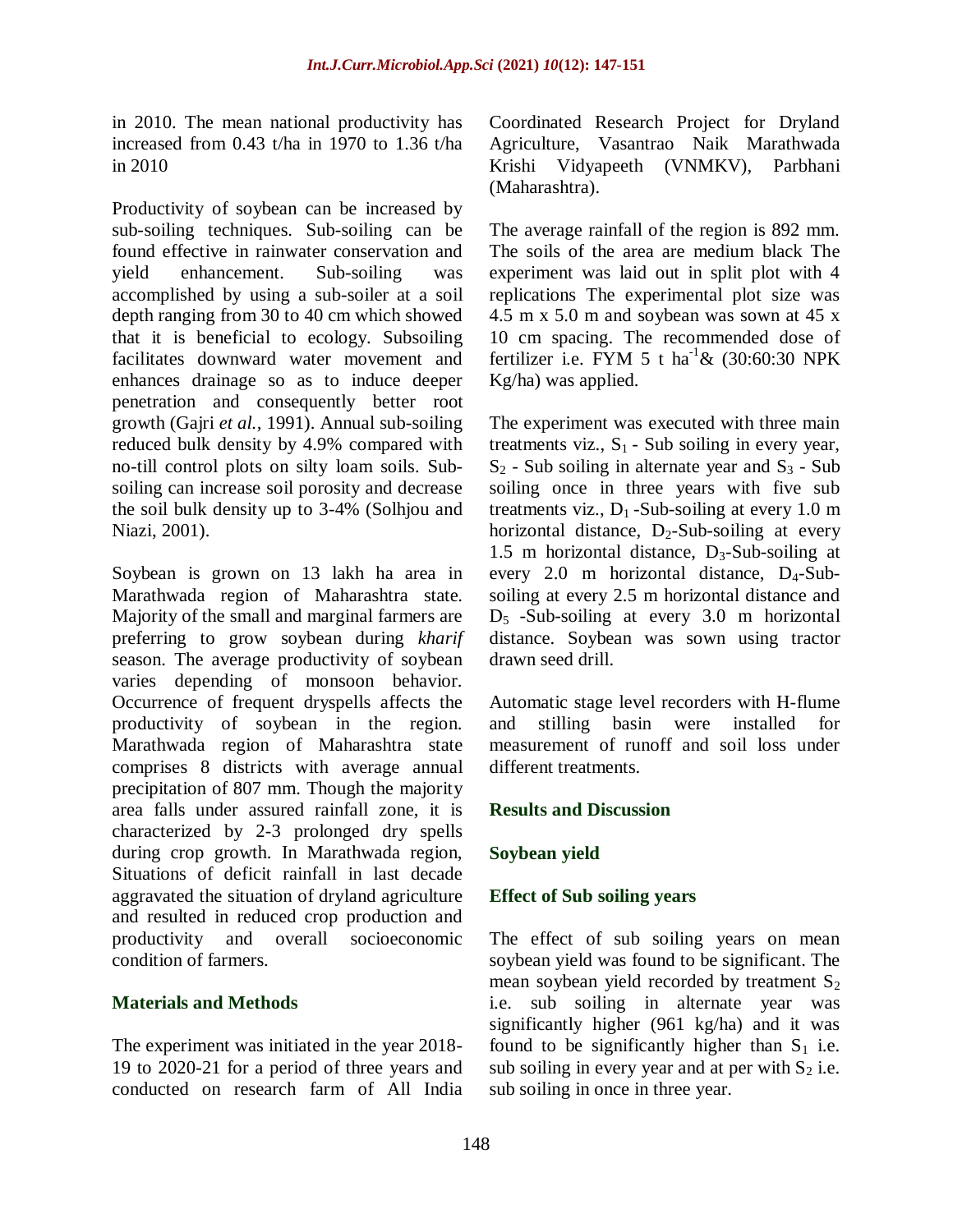in 2010. The mean national productivity has increased from 0.43 t/ha in 1970 to 1.36 t/ha in 2010

Productivity of soybean can be increased by sub-soiling techniques. Sub-soiling can be found effective in rainwater conservation and yield enhancement. Sub-soiling was accomplished by using a sub-soiler at a soil depth ranging from 30 to 40 cm which showed that it is beneficial to ecology. Subsoiling facilitates downward water movement and enhances drainage so as to induce deeper penetration and consequently better root growth (Gajri *et al.,* 1991). Annual sub-soiling reduced bulk density by 4.9% compared with no-till control plots on silty loam soils. Sub-soiling can increase soil porosity and decrease the soil bulk density up to 3-4% (Solhjou and Niazi, 2001).

Soybean is grown on 13 lakh ha area in Marathwada region of Maharashtra state. Majority of the small and marginal farmers are preferring to grow soybean during *kharif* season. The average productivity of soybean varies depending of monsoon behavior. Occurrence of frequent dryspells affects the productivity of soybean in the region. Marathwada region of Maharashtra state comprises 8 districts with average annual precipitation of 807 mm. Though the majority area falls under assured rainfall zone, it is characterized by 2-3 prolonged dry spells during crop growth. In Marathwada region, Situations of deficit rainfall in last decade aggravated the situation of dryland agriculture and resulted in reduced crop production and productivity and overall socioeconomic condition of farmers.

## Materials and Methods

The experiment was initiated in the year 2018-19 to 2020-21 for a period of three years and conducted on research farm of All India Coordinated Research Project for Dryland Agriculture, Vasantrao Naik Marathwada Krishi Vidyapeeth (VNMKV), Parbhani (Maharashtra).

The average rainfall of the region is 892 mm. The soils of the area are medium black The experiment was laid out in split plot with 4 replications The experimental plot size was 4.5 m x 5.0 m and soybean was sown at 45 x 10 cm spacing. The recommended dose of fertilizer i.e. FYM 5 t $ha^{-1}$& (30:60:30 NPK Kg/ha) was applied.

The experiment was executed with three main treatments viz., $S_1$ - Sub soiling in every year, $S_2$ - Sub soiling in alternate year and $S_3$ - Sub soiling once in three years with five sub treatments viz., $D_1$ -Sub-soiling at every 1.0 m horizontal distance, $D_2$-Sub-soiling at every 1.5 m horizontal distance, $D_3$-Sub-soiling at every 2.0 m horizontal distance, $D_4$-Sub-soiling at every 2.5 m horizontal distance and $D_5$ -Sub-soiling at every 3.0 m horizontal distance. Soybean was sown using tractor drawn seed drill.

Automatic stage level recorders with H-flume and stilling basin were installed for measurement of runoff and soil loss under different treatments.

## Results and Discussion

### Soybean yield

### Effect of Sub soiling years

The effect of sub soiling years on mean soybean yield was found to be significant. The mean soybean yield recorded by treatment $S_2$ i.e. sub soiling in alternate year was significantly higher (961 kg/ha) and it was found to be significantly higher than $S_1$ i.e. sub soiling in every year and at per with $S_2$ i.e. sub soiling in once in three year.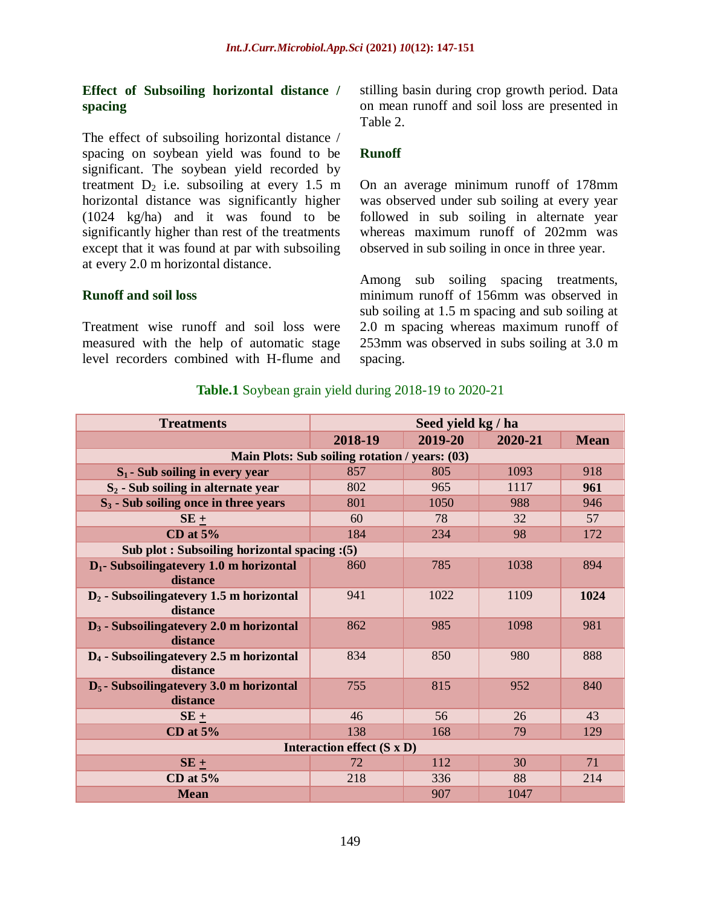### Effect of Subsoiling horizontal distance / spacing

The effect of subsoiling horizontal distance / spacing on soybean yield was found to be significant. The soybean yield recorded by treatment $D_2$ i.e. subsoiling at every 1.5 m horizontal distance was significantly higher (1024 kg/ha) and it was found to be significantly higher than rest of the treatments except that it was found at par with subsoiling at every 2.0 m horizontal distance.

### Runoff and soil loss

Treatment wise runoff and soil loss were measured with the help of automatic stage level recorders combined with H-flume and stilling basin during crop growth period. Data on mean runoff and soil loss are presented in Table 2.

### Runoff

On an average minimum runoff of 178mm was observed under sub soiling at every year followed in sub soiling in alternate year whereas maximum runoff of 202mm was observed in sub soiling in once in three year.

Among sub soiling spacing treatments, minimum runoff of 156mm was observed in sub soiling at 1.5 m spacing and sub soiling at 2.0 m spacing whereas maximum runoff of 253mm was observed in subs soiling at 3.0 m spacing.

**Table.1** Soybean grain yield during 2018-19 to 2020-21

| Treatments | Seed yield kg / ha | | | |
|---|---|---|---|---|
| | 2018-19 | 2019-20 | 2020-21 | Mean |
| **Main Plots: Sub soiling rotation / years: (03)** | | | | |
| **$S_1$ - Sub soiling in every year** | 857 | 805 | 1093 | 918 |
| **$S_2$ - Sub soiling in alternate year** | 802 | 965 | 1117 | **961** |
| **$S_3$ - Sub soiling once in three years** | 801 | 1050 | 988 | 946 |
| **SE ±** | 60 | 78 | 32 | 57 |
| **CD at 5%** | 184 | 234 | 98 | 172 |
| **Sub plot : Subsoiling horizontal spacing :(5)** | | | | |
| **$D_1$- Subsoilingatevery 1.0 m horizontal distance** | 860 | 785 | 1038 | 894 |
| **$D_2$ - Subsoilingatevery 1.5 m horizontal distance** | 941 | 1022 | 1109 | **1024** |
| **$D_3$ - Subsoilingatevery 2.0 m horizontal distance** | 862 | 985 | 1098 | 981 |
| **$D_4$ - Subsoilingatevery 2.5 m horizontal distance** | 834 | 850 | 980 | 888 |
| **$D_5$ - Subsoilingatevery 3.0 m horizontal distance** | 755 | 815 | 952 | 840 |
| **SE ±** | 46 | 56 | 26 | 43 |
| **CD at 5%** | 138 | 168 | 79 | 129 |
| **Interaction effect (S x D)** | | | | |
| **SE ±** | 72 | 112 | 30 | 71 |
| **CD at 5%** | 218 | 336 | 88 | 214 |
| **Mean** | | 907 | 1047 | |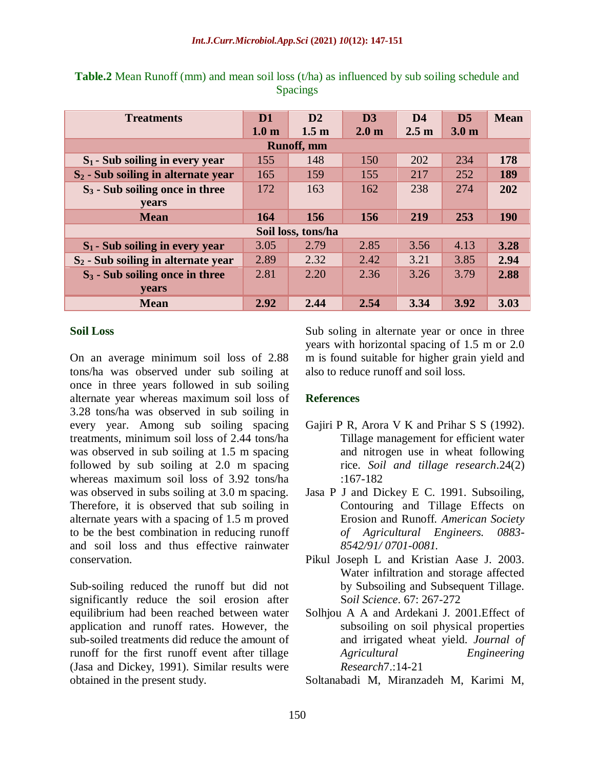**Table.2** Mean Runoff (mm) and mean soil loss (t/ha) as influenced by sub soiling schedule and Spacings

| Treatments | D1 1.0 m | D2 1.5 m | D3 2.0 m | D4 2.5 m | D5 3.0 m | Mean |
|---|---|---|---|---|---|---|
| **Runoff, mm** | | | | | | |
| **$S_1$ - Sub soiling in every year** | 155 | 148 | 150 | 202 | 234 | **178** |
| **$S_2$ - Sub soiling in alternate year** | 165 | 159 | 155 | 217 | 252 | **189** |
| **$S_3$ - Sub soiling once in three years** | 172 | 163 | 162 | 238 | 274 | **202** |
| **Mean** | **164** | **156** | **156** | **219** | **253** | **190** |
| **Soil loss, tons/ha** | | | | | | |
| **$S_1$ - Sub soiling in every year** | 3.05 | 2.79 | 2.85 | 3.56 | 4.13 | **3.28** |
| **$S_2$ - Sub soiling in alternate year** | 2.89 | 2.32 | 2.42 | 3.21 | 3.85 | **2.94** |
| **$S_3$ - Sub soiling once in three years** | 2.81 | 2.20 | 2.36 | 3.26 | 3.79 | **2.88** |
| **Mean** | **2.92** | **2.44** | **2.54** | **3.34** | **3.92** | **3.03** |

### Soil Loss

On an average minimum soil loss of 2.88 tons/ha was observed under sub soiling at once in three years followed in sub soiling alternate year whereas maximum soil loss of 3.28 tons/ha was observed in sub soiling in every year. Among sub soiling spacing treatments, minimum soil loss of 2.44 tons/ha was observed in sub soiling at 1.5 m spacing followed by sub soiling at 2.0 m spacing whereas maximum soil loss of 3.92 tons/ha was observed in subs soiling at 3.0 m spacing. Therefore, it is observed that sub soiling in alternate years with a spacing of 1.5 m proved to be the best combination in reducing runoff and soil loss and thus effective rainwater conservation.

Sub-soiling reduced the runoff but did not significantly reduce the soil erosion after equilibrium had been reached between water application and runoff rates. However, the sub-soiled treatments did reduce the amount of runoff for the first runoff event after tillage (Jasa and Dickey, 1991). Similar results were obtained in the present study.

Sub soling in alternate year or once in three years with horizontal spacing of 1.5 m or 2.0 m is found suitable for higher grain yield and also to reduce runoff and soil loss.

### References

Gajiri P R, Arora V K and Prihar S S (1992). Tillage management for efficient water and nitrogen use in wheat following rice. *Soil and tillage research*.24(2) :167-182

Jasa P J and Dickey E C. 1991. Subsoiling, Contouring and Tillage Effects on Erosion and Runoff. *American Society of Agricultural Engineers. 0883-8542/91/ 0701-0081.*

Pikul Joseph L and Kristian Aase J. 2003. Water infiltration and storage affected by Subsoiling and Subsequent Tillage. S*oil Science*. 67: 267-272

Solhjou A A and Ardekani J. 2001.Effect of subsoiling on soil physical properties and irrigated wheat yield. *Journal of Agricultural Engineering Research*7.:14-21

Soltanabadi M, Miranzadeh M, Karimi M,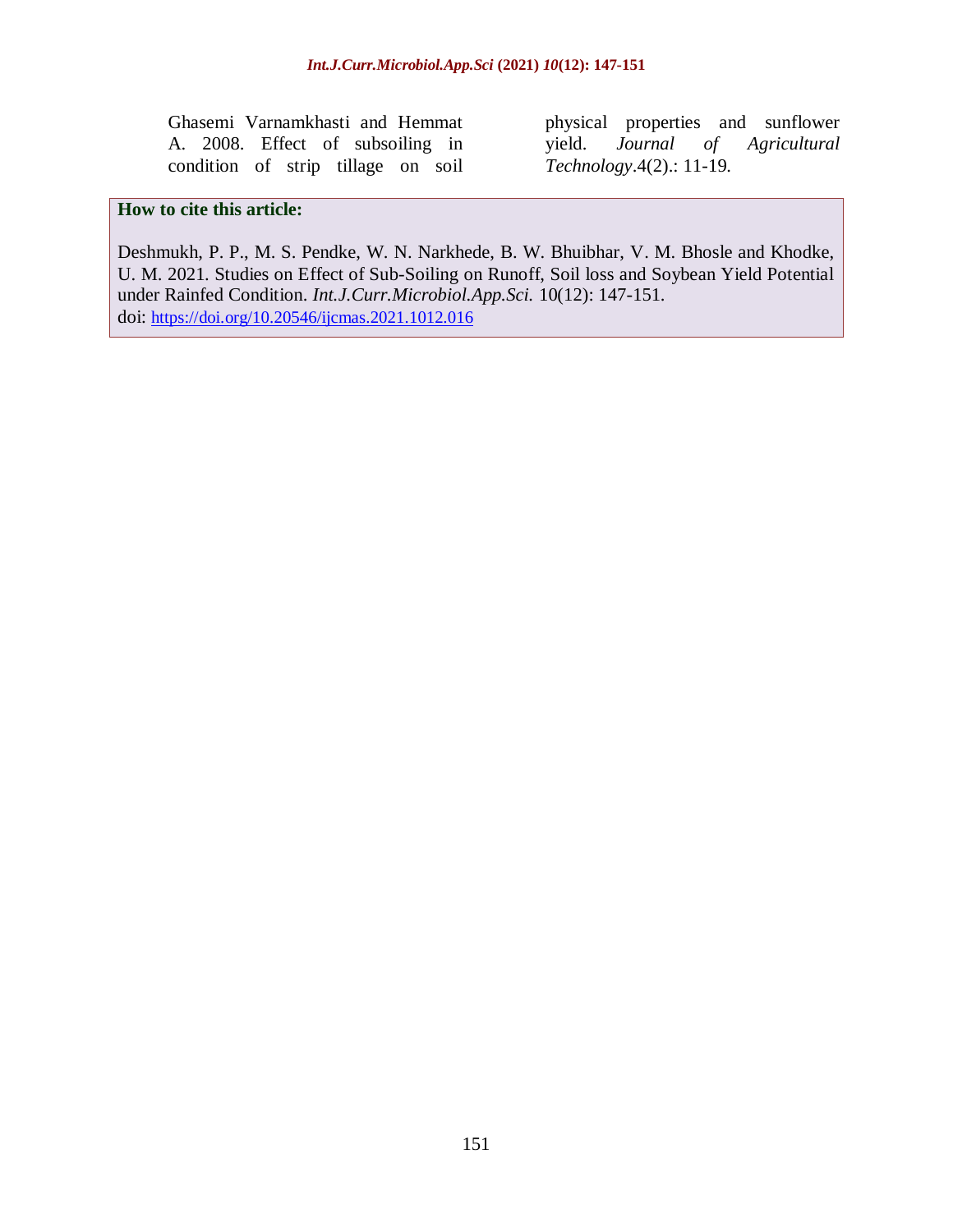Ghasemi Varnamkhasti and Hemmat A. 2008. Effect of subsoiling in condition of strip tillage on soil physical properties and sunflower yield. *Journal of Agricultural Technology*.4(2).: 11-19.

**How to cite this article:**

Deshmukh, P. P., M. S. Pendke, W. N. Narkhede, B. W. Bhuibhar, V. M. Bhosle and Khodke, U. M. 2021. Studies on Effect of Sub-Soiling on Runoff, Soil loss and Soybean Yield Potential under Rainfed Condition. *Int.J.Curr.Microbiol.App.Sci.* 10(12): 147-151.
doi: https://doi.org/10.20546/ijcmas.2021.1012.016